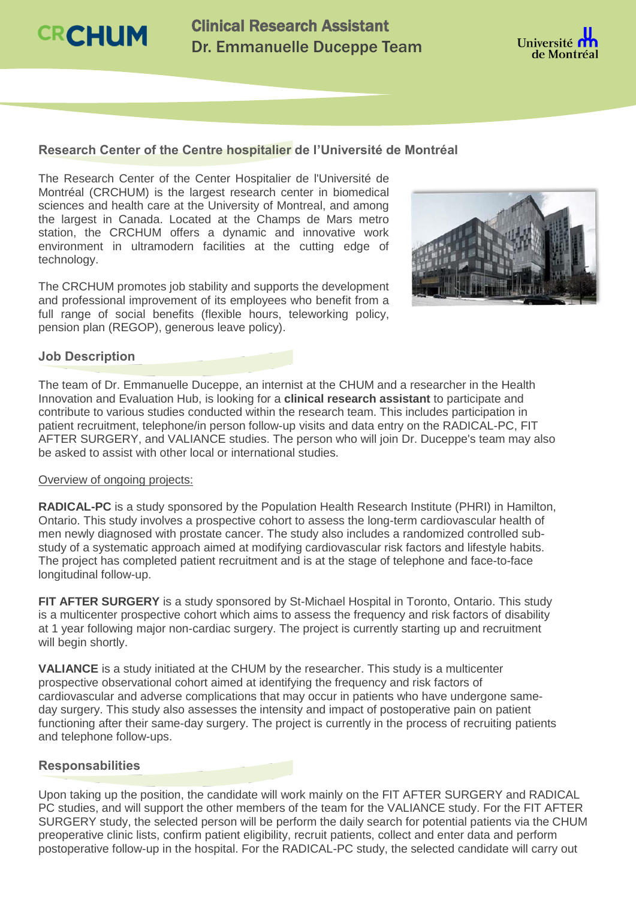# Clinical Research Assistant
# Dr. Emmanuelle Duceppe Team

## Research Center of the Centre hospitalier de l'Université de Montréal

The Research Center of the Center Hospitalier de l'Université de Montréal (CRCHUM) is the largest research center in biomedical sciences and health care at the University of Montreal, and among the largest in Canada. Located at the Champs de Mars metro station, the CRCHUM offers a dynamic and innovative work environment in ultramodern facilities at the cutting edge of technology.

The CRCHUM promotes job stability and supports the development and professional improvement of its employees who benefit from a full range of social benefits (flexible hours, teleworking policy, pension plan (REGOP), generous leave policy).

## Job Description

The team of Dr. Emmanuelle Duceppe, an internist at the CHUM and a researcher in the Health Innovation and Evaluation Hub, is looking for a **clinical research assistant** to participate and contribute to various studies conducted within the research team. This includes participation in patient recruitment, telephone/in person follow-up visits and data entry on the RADICAL-PC, FIT AFTER SURGERY, and VALIANCE studies. The person who will join Dr. Duceppe's team may also be asked to assist with other local or international studies.

Overview of ongoing projects:

**RADICAL-PC** is a study sponsored by the Population Health Research Institute (PHRI) in Hamilton, Ontario. This study involves a prospective cohort to assess the long-term cardiovascular health of men newly diagnosed with prostate cancer. The study also includes a randomized controlled sub-study of a systematic approach aimed at modifying cardiovascular risk factors and lifestyle habits. The project has completed patient recruitment and is at the stage of telephone and face-to-face longitudinal follow-up.

**FIT AFTER SURGERY** is a study sponsored by St-Michael Hospital in Toronto, Ontario. This study is a multicenter prospective cohort which aims to assess the frequency and risk factors of disability at 1 year following major non-cardiac surgery. The project is currently starting up and recruitment will begin shortly.

**VALIANCE** is a study initiated at the CHUM by the researcher. This study is a multicenter prospective observational cohort aimed at identifying the frequency and risk factors of cardiovascular and adverse complications that may occur in patients who have undergone same-day surgery. This study also assesses the intensity and impact of postoperative pain on patient functioning after their same-day surgery. The project is currently in the process of recruiting patients and telephone follow-ups.

## Responsabilities

Upon taking up the position, the candidate will work mainly on the FIT AFTER SURGERY and RADICAL PC studies, and will support the other members of the team for the VALIANCE study. For the FIT AFTER SURGERY study, the selected person will be perform the daily search for potential patients via the CHUM preoperative clinic lists, confirm patient eligibility, recruit patients, collect and enter data and perform postoperative follow-up in the hospital. For the RADICAL-PC study, the selected candidate will carry out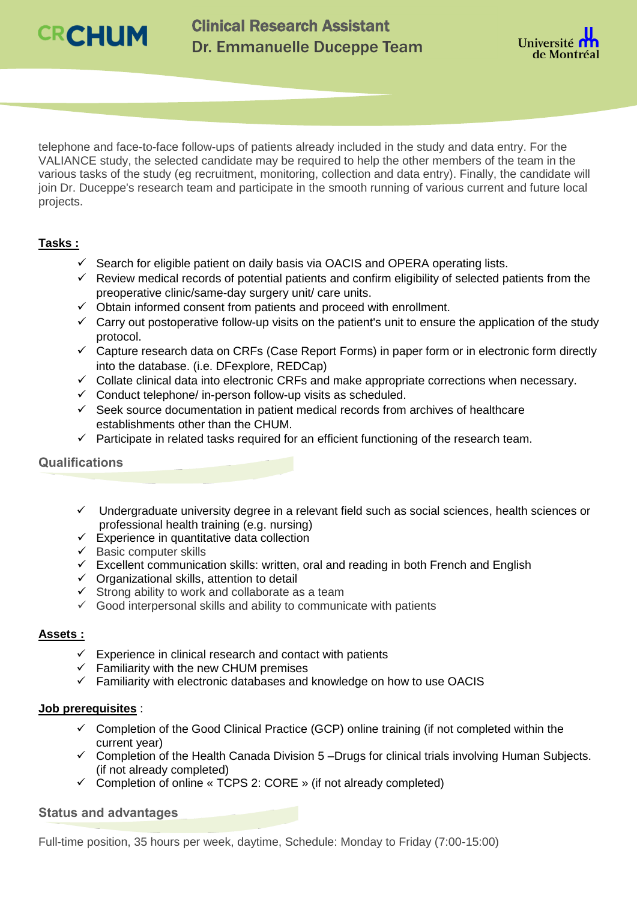telephone and face-to-face follow-ups of patients already included in the study and data entry. For the VALIANCE study, the selected candidate may be required to help the other members of the team in the various tasks of the study (eg recruitment, monitoring, collection and data entry). Finally, the candidate will join Dr. Duceppe's research team and participate in the smooth running of various current and future local projects.

**Tasks :**

- ✓ Search for eligible patient on daily basis via OACIS and OPERA operating lists.
- ✓ Review medical records of potential patients and confirm eligibility of selected patients from the preoperative clinic/same-day surgery unit/ care units.
- ✓ Obtain informed consent from patients and proceed with enrollment.
- ✓ Carry out postoperative follow-up visits on the patient's unit to ensure the application of the study protocol.
- ✓ Capture research data on CRFs (Case Report Forms) in paper form or in electronic form directly into the database. (i.e. DFexplore, REDCap)
- ✓ Collate clinical data into electronic CRFs and make appropriate corrections when necessary.
- ✓ Conduct telephone/ in-person follow-up visits as scheduled.
- ✓ Seek source documentation in patient medical records from archives of healthcare establishments other than the CHUM.
- ✓ Participate in related tasks required for an efficient functioning of the research team.

## Qualifications

- ✓ Undergraduate university degree in a relevant field such as social sciences, health sciences or professional health training (e.g. nursing)
- ✓ Experience in quantitative data collection
- ✓ Basic computer skills
- ✓ Excellent communication skills: written, oral and reading in both French and English
- ✓ Organizational skills, attention to detail
- ✓ Strong ability to work and collaborate as a team
- ✓ Good interpersonal skills and ability to communicate with patients

**Assets :**

- ✓ Experience in clinical research and contact with patients
- ✓ Familiarity with the new CHUM premises
- ✓ Familiarity with electronic databases and knowledge on how to use OACIS

**Job prerequisites** :

- ✓ Completion of the Good Clinical Practice (GCP) online training (if not completed within the current year)
- ✓ Completion of the Health Canada Division 5 –Drugs for clinical trials involving Human Subjects. (if not already completed)
- ✓ Completion of online « TCPS 2: CORE » (if not already completed)

## Status and advantages

Full-time position, 35 hours per week, daytime, Schedule: Monday to Friday (7:00-15:00)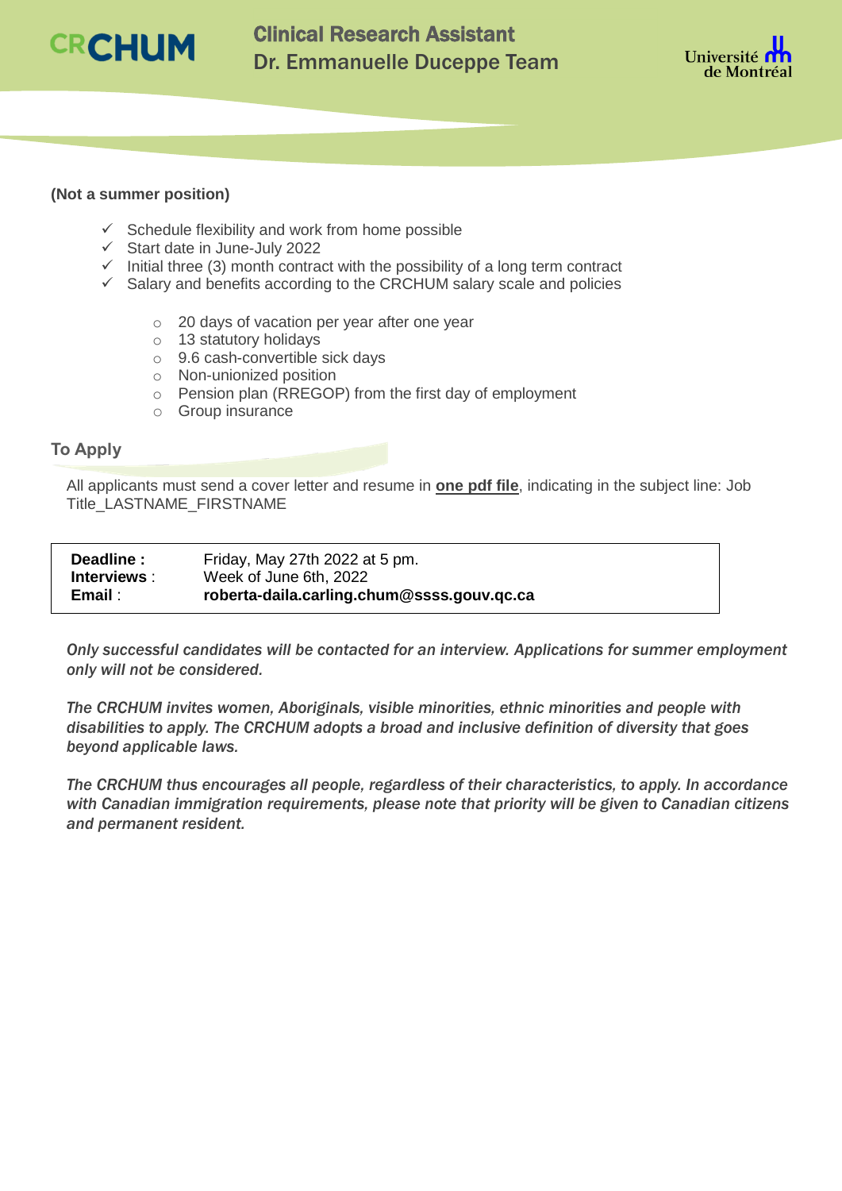**(Not a summer position)**

- ✓ Schedule flexibility and work from home possible
- ✓ Start date in June-July 2022
- ✓ Initial three (3) month contract with the possibility of a long term contract
- ✓ Salary and benefits according to the CRCHUM salary scale and policies
    - 20 days of vacation per year after one year
    - 13 statutory holidays
    - 9.6 cash-convertible sick days
    - Non-unionized position
    - Pension plan (RREGOP) from the first day of employment
    - Group insurance

## To Apply

All applicants must send a cover letter and resume in **one pdf file**, indicating in the subject line: Job Title_LASTNAME_FIRSTNAME

| | |
|---|---|
| **Deadline :** | Friday, May 27th 2022 at 5 pm. |
| **Interviews** : | Week of June 6th, 2022 |
| **Email** : | **roberta-daila.carling.chum@ssss.gouv.qc.ca** |

*Only successful candidates will be contacted for an interview. Applications for summer employment only will not be considered.*

*The CRCHUM invites women, Aboriginals, visible minorities, ethnic minorities and people with disabilities to apply. The CRCHUM adopts a broad and inclusive definition of diversity that goes beyond applicable laws.*

*The CRCHUM thus encourages all people, regardless of their characteristics, to apply. In accordance with Canadian immigration requirements, please note that priority will be given to Canadian citizens and permanent resident.*